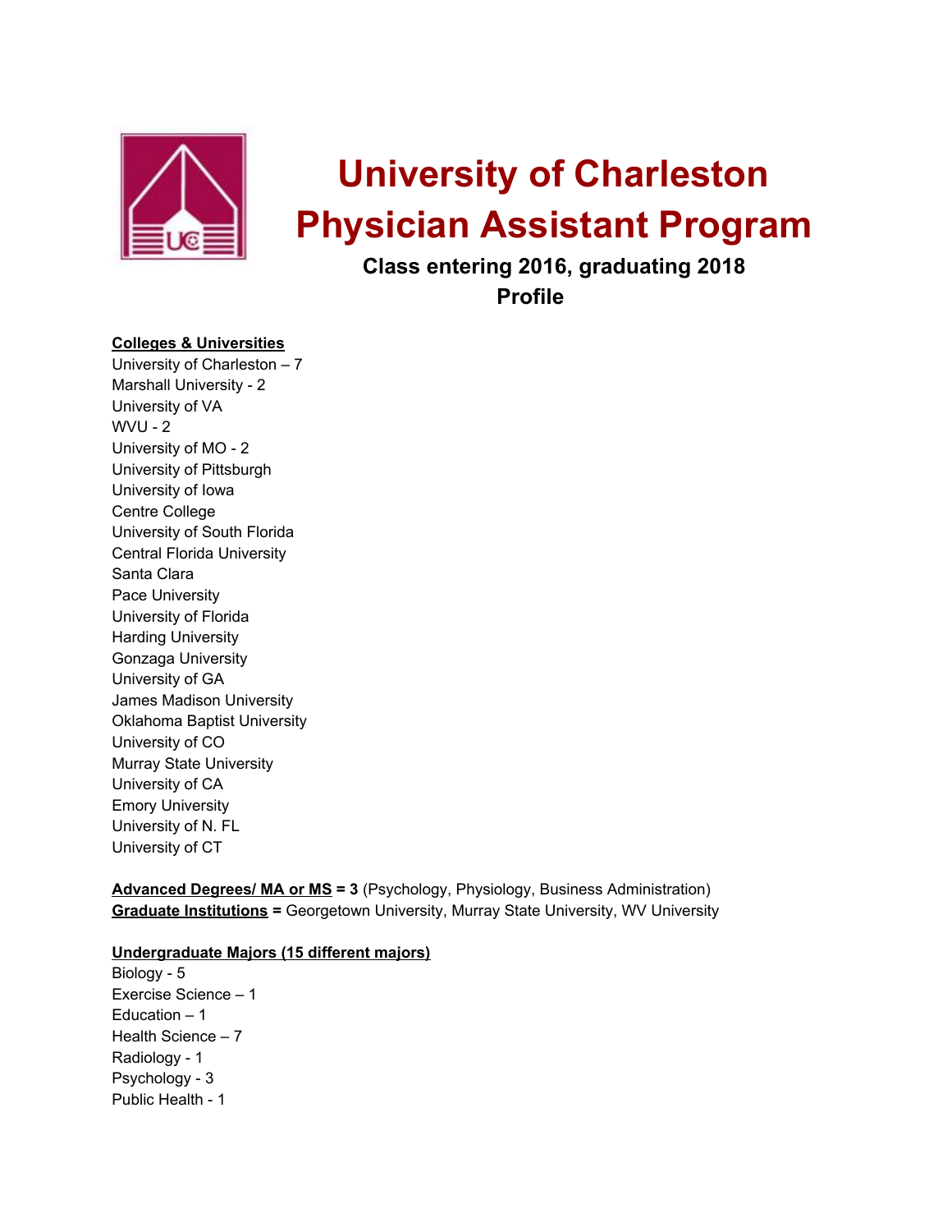# University of Charleston Physician Assistant Program

## Class entering 2016, graduating 2018
## Profile

**Colleges & Universities**

University of Charleston – 7
Marshall University - 2
University of VA
WVU - 2
University of MO - 2
University of Pittsburgh
University of Iowa
Centre College
University of South Florida
Central Florida University
Santa Clara
Pace University
University of Florida
Harding University
Gonzaga University
University of GA
James Madison University
Oklahoma Baptist University
University of CO
Murray State University
University of CA
Emory University
University of N. FL
University of CT

**Advanced Degrees/ MA or MS = 3** (Psychology, Physiology, Business Administration)
**Graduate Institutions =** Georgetown University, Murray State University, WV University

**Undergraduate Majors (15 different majors)**

Biology - 5
Exercise Science – 1
Education – 1
Health Science – 7
Radiology - 1
Psychology - 3
Public Health - 1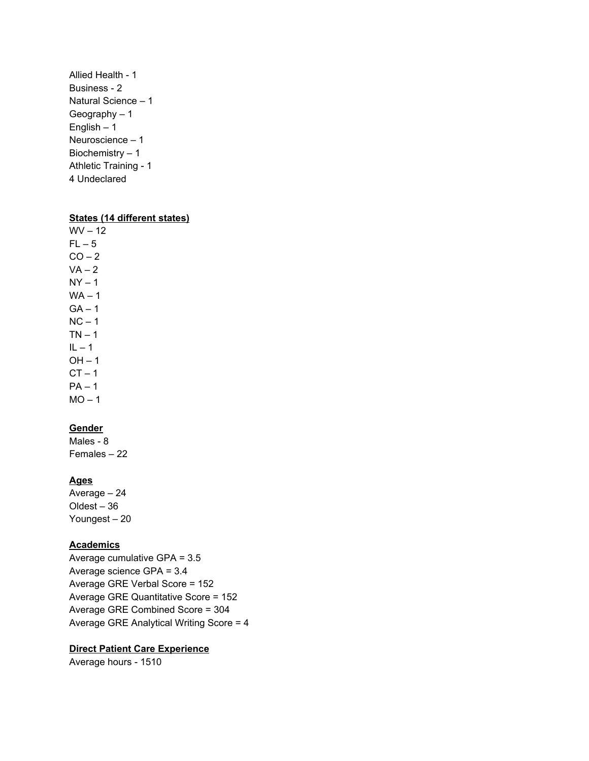Allied Health - 1
Business - 2
Natural Science – 1
Geography – 1
English – 1
Neuroscience – 1
Biochemistry – 1
Athletic Training - 1
4 Undeclared

**States (14 different states)**

WV – 12
FL – 5
CO – 2
VA – 2
NY – 1
WA – 1
GA – 1
NC – 1
TN – 1
IL – 1
OH – 1
CT – 1
PA – 1
MO – 1

**Gender**

Males - 8
Females – 22

**Ages**

Average – 24
Oldest – 36
Youngest – 20

**Academics**

Average cumulative GPA = 3.5
Average science GPA = 3.4
Average GRE Verbal Score = 152
Average GRE Quantitative Score = 152
Average GRE Combined Score = 304
Average GRE Analytical Writing Score = 4

**Direct Patient Care Experience**

Average hours - 1510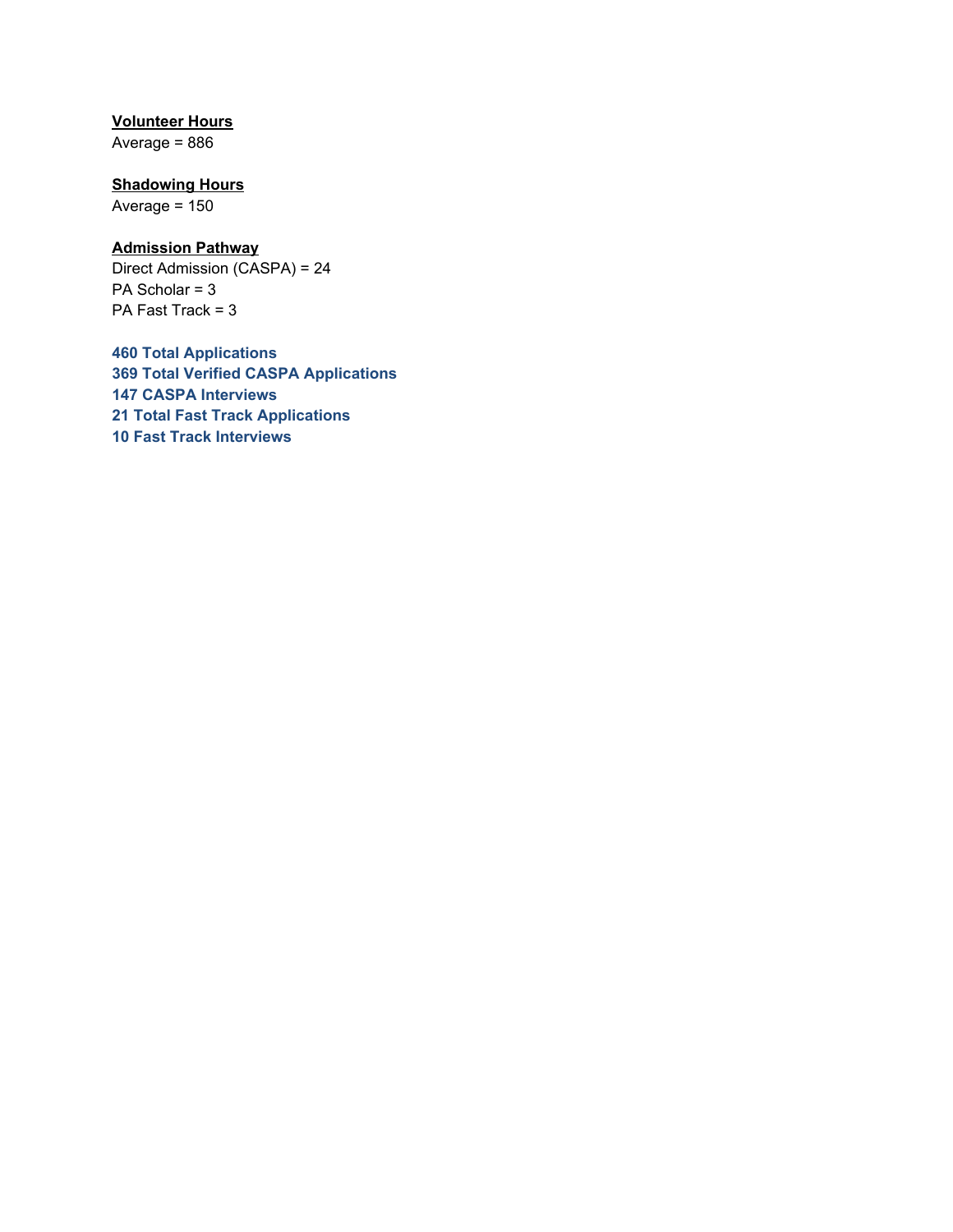**Volunteer Hours**
Average = 886

**Shadowing Hours**
Average = 150

**Admission Pathway**
Direct Admission (CASPA) = 24
PA Scholar = 3
PA Fast Track = 3

**460 Total Applications**
**369 Total Verified CASPA Applications**
**147 CASPA Interviews**
**21 Total Fast Track Applications**
**10 Fast Track Interviews**